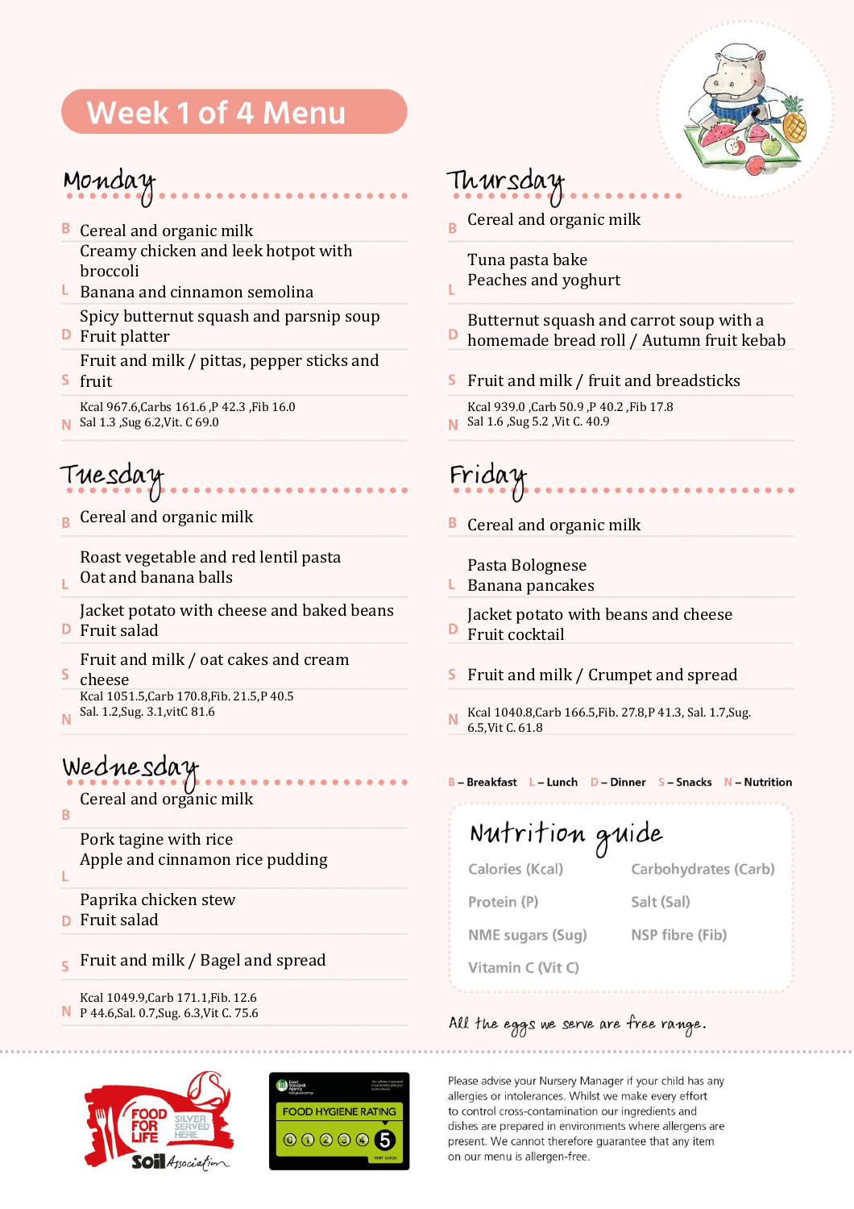# Week 1 of 4 Menu

## Monday

- **B** Cereal and organic milk
- **L** Creamy chicken and leek hotpot with broccoli  
  Banana and cinnamon semolina
- **D** Spicy butternut squash and parsnip soup  
  Fruit platter
- **S** Fruit and milk / pittas, pepper sticks and fruit
- **N** Kcal 967.6,Carbs 161.6 ,P 42.3 ,Fib 16.0  
  Sal 1.3 ,Sug 6.2,Vit. C 69.0

## Tuesday

- **B** Cereal and organic milk
- **L** Roast vegetable and red lentil pasta  
  Oat and banana balls
- **D** Jacket potato with cheese and baked beans  
  Fruit salad
- **S** Fruit and milk / oat cakes and cream cheese
- **N** Kcal 1051.5,Carb 170.8,Fib. 21.5,P 40.5  
  Sal. 1.2,Sug. 3.1,vitC 81.6

## Wednesday

- **B** Cereal and organic milk
- **L** Pork tagine with rice  
  Apple and cinnamon rice pudding
- **D** Paprika chicken stew  
  Fruit salad
- **S** Fruit and milk / Bagel and spread
- **N** Kcal 1049.9,Carb 171.1,Fib. 12.6  
  P 44.6,Sal. 0.7,Sug. 6.3,Vit C. 75.6

## Thursday

- **B** Cereal and organic milk
- **L** Tuna pasta bake  
  Peaches and yoghurt
- **D** Butternut squash and carrot soup with a homemade bread roll / Autumn fruit kebab
- **S** Fruit and milk / fruit and breadsticks
- **N** Kcal 939.0 ,Carb 50.9 ,P 40.2 ,Fib 17.8  
  Sal 1.6 ,Sug 5.2 ,Vit C. 40.9

## Friday

- **B** Cereal and organic milk
- **L** Pasta Bolognese  
  Banana pancakes
- **D** Jacket potato with beans and cheese  
  Fruit cocktail
- **S** Fruit and milk / Crumpet and spread
- **N** Kcal 1040.8,Carb 166.5,Fib. 27.8,P 41.3, Sal. 1.7,Sug. 6.5,Vit C. 61.8

**B** – Breakfast **L** – Lunch **D** – Dinner **S** – Snacks **N** – Nutrition

## Nutrition guide

| | |
|---|---|
| Calories (Kcal) | Carbohydrates (Carb) |
| Protein (P) | Salt (Sal) |
| NME sugars (Sug) | NSP fibre (Fib) |
| Vitamin C (Vit C) | |

*All the eggs we serve are free range.*

FOOD FOR LIFE SILVER SERVED HERE – Soil Association

FOOD HYGIENE RATING 5

Please advise your Nursery Manager if your child has any allergies or intolerances. Whilst we make every effort to control cross-contamination our ingredients and dishes are prepared in environments where allergens are present. We cannot therefore guarantee that any item on our menu is allergen-free.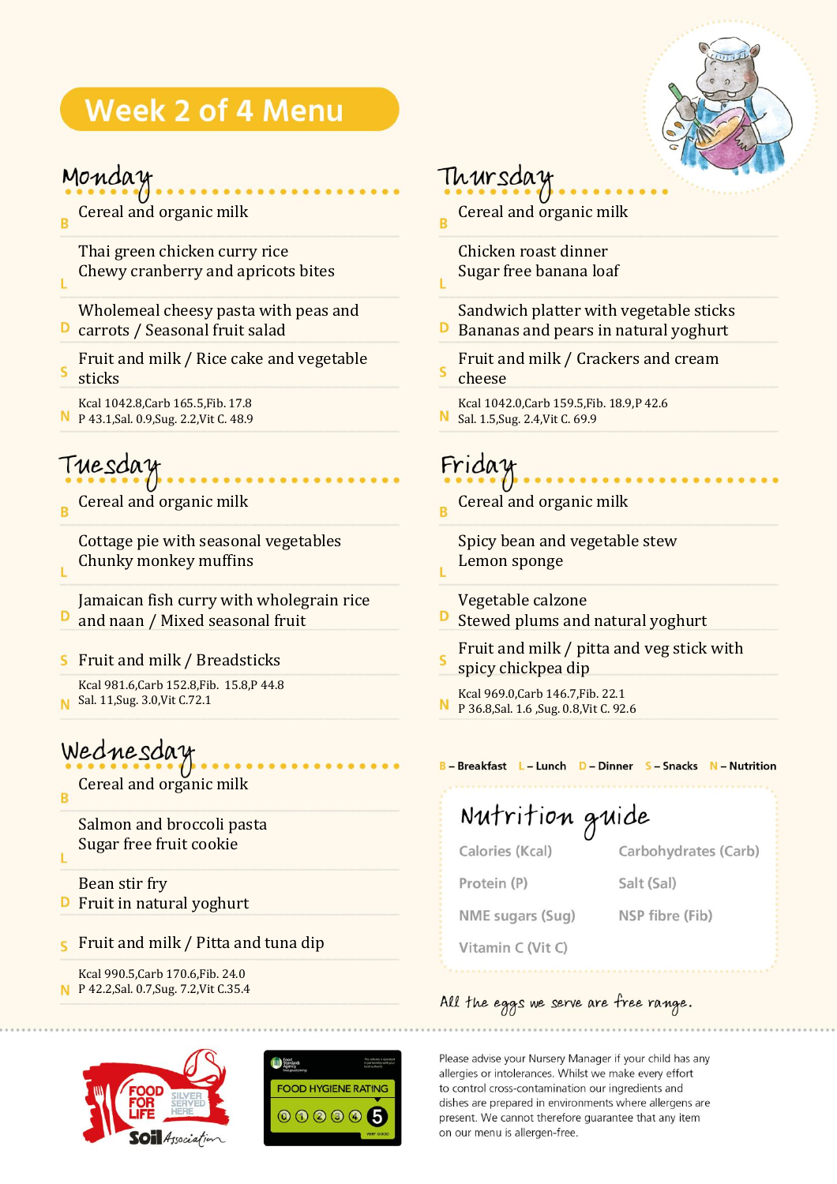# Week 2 of 4 Menu

## Monday

**B** Cereal and organic milk

**L** Thai green chicken curry rice
Chewy cranberry and apricots bites

**D** Wholemeal cheesy pasta with peas and carrots / Seasonal fruit salad

**S** Fruit and milk / Rice cake and vegetable sticks

**N** Kcal 1042.8,Carb 165.5,Fib. 17.8
P 43.1,Sal. 0.9,Sug. 2.2,Vit C. 48.9

## Tuesday

**B** Cereal and organic milk

**L** Cottage pie with seasonal vegetables
Chunky monkey muffins

**D** Jamaican fish curry with wholegrain rice and naan / Mixed seasonal fruit

**S** Fruit and milk / Breadsticks

**N** Kcal 981.6,Carb 152.8,Fib. 15.8,P 44.8
Sal. 11,Sug. 3.0,Vit C.72.1

## Wednesday

**B** Cereal and organic milk

**L** Salmon and broccoli pasta
Sugar free fruit cookie

**D** Bean stir fry
Fruit in natural yoghurt

**S** Fruit and milk / Pitta and tuna dip

**N** Kcal 990.5,Carb 170.6,Fib. 24.0
P 42.2,Sal. 0.7,Sug. 7.2,Vit C.35.4

## Thursday

**B** Cereal and organic milk

**L** Chicken roast dinner
Sugar free banana loaf

**D** Sandwich platter with vegetable sticks
Bananas and pears in natural yoghurt

**S** Fruit and milk / Crackers and cream cheese

**N** Kcal 1042.0,Carb 159.5,Fib. 18.9,P 42.6
Sal. 1.5,Sug. 2.4,Vit C. 69.9

## Friday

**B** Cereal and organic milk

**L** Spicy bean and vegetable stew
Lemon sponge

**D** Vegetable calzone
Stewed plums and natural yoghurt

**S** Fruit and milk / pitta and veg stick with spicy chickpea dip

**N** Kcal 969.0,Carb 146.7,Fib. 22.1
P 36.8,Sal. 1.6 ,Sug. 0.8,Vit C. 92.6

**B** – Breakfast **L** – Lunch **D** – Dinner **S** – Snacks **N** – Nutrition

## Nutrition guide

| | |
|---|---|
| Calories (Kcal) | Carbohydrates (Carb) |
| Protein (P) | Salt (Sal) |
| NME sugars (Sug) | NSP fibre (Fib) |
| Vitamin C (Vit C) | |

*All the eggs we serve are free range.*

FOOD FOR LIFE SILVER SERVED HERE – Soil Association

FOOD HYGIENE RATING 5

Please advise your Nursery Manager if your child has any allergies or intolerances. Whilst we make every effort to control cross-contamination our ingredients and dishes are prepared in environments where allergens are present. We cannot therefore guarantee that any item on our menu is allergen-free.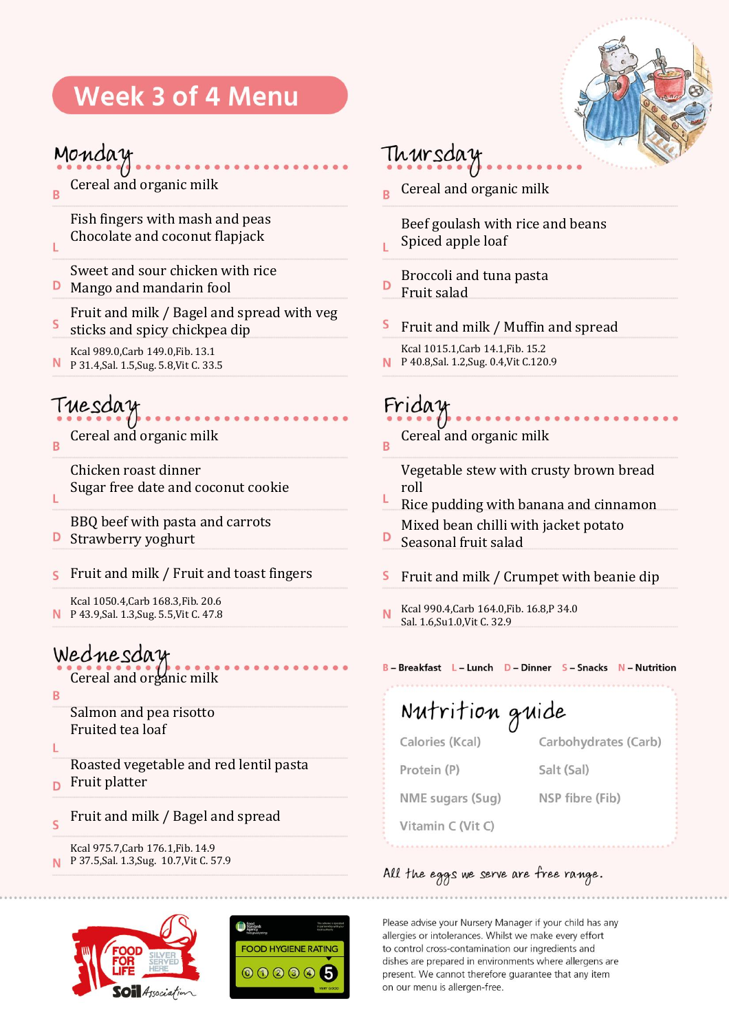# Week 3 of 4 Menu

## Monday

**B** Cereal and organic milk

**L** Fish fingers with mash and peas
Chocolate and coconut flapjack

**D** Sweet and sour chicken with rice
Mango and mandarin fool

**S** Fruit and milk / Bagel and spread with veg sticks and spicy chickpea dip

**N** Kcal 989.0,Carb 149.0,Fib. 13.1
P 31.4,Sal. 1.5,Sug. 5.8,Vit C. 33.5

## Tuesday

**B** Cereal and organic milk

**L** Chicken roast dinner
Sugar free date and coconut cookie

**D** BBQ beef with pasta and carrots
Strawberry yoghurt

**S** Fruit and milk / Fruit and toast fingers

**N** Kcal 1050.4,Carb 168.3,Fib. 20.6
P 43.9,Sal. 1.3,Sug. 5.5,Vit C. 47.8

## Wednesday

**B** Cereal and organic milk

**L** Salmon and pea risotto
Fruited tea loaf

**D** Roasted vegetable and red lentil pasta
Fruit platter

**S** Fruit and milk / Bagel and spread

**N** Kcal 975.7,Carb 176.1,Fib. 14.9
P 37.5,Sal. 1.3,Sug. 10.7,Vit C. 57.9

## Thursday

**B** Cereal and organic milk

**L** Beef goulash with rice and beans
Spiced apple loaf

**D** Broccoli and tuna pasta
Fruit salad

**S** Fruit and milk / Muffin and spread

**N** Kcal 1015.1,Carb 14.1,Fib. 15.2
P 40.8,Sal. 1.2,Sug. 0.4,Vit C.120.9

## Friday

**B** Cereal and organic milk

**L** Vegetable stew with crusty brown bread roll
Rice pudding with banana and cinnamon

**D** Mixed bean chilli with jacket potato
Seasonal fruit salad

**S** Fruit and milk / Crumpet with beanie dip

**N** Kcal 990.4,Carb 164.0,Fib. 16.8,P 34.0
Sal. 1.6,Su1.0,Vit C. 32.9

B – Breakfast L – Lunch D – Dinner S – Snacks N – Nutrition

## Nutrition guide

- Calories (Kcal)
- Carbohydrates (Carb)
- Protein (P)
- Salt (Sal)
- NME sugars (Sug)
- NSP fibre (Fib)
- Vitamin C (Vit C)

*All the eggs we serve are free range.*

Please advise your Nursery Manager if your child has any allergies or intolerances. Whilst we make every effort to control cross-contamination our ingredients and dishes are prepared in environments where allergens are present. We cannot therefore guarantee that any item on our menu is allergen-free.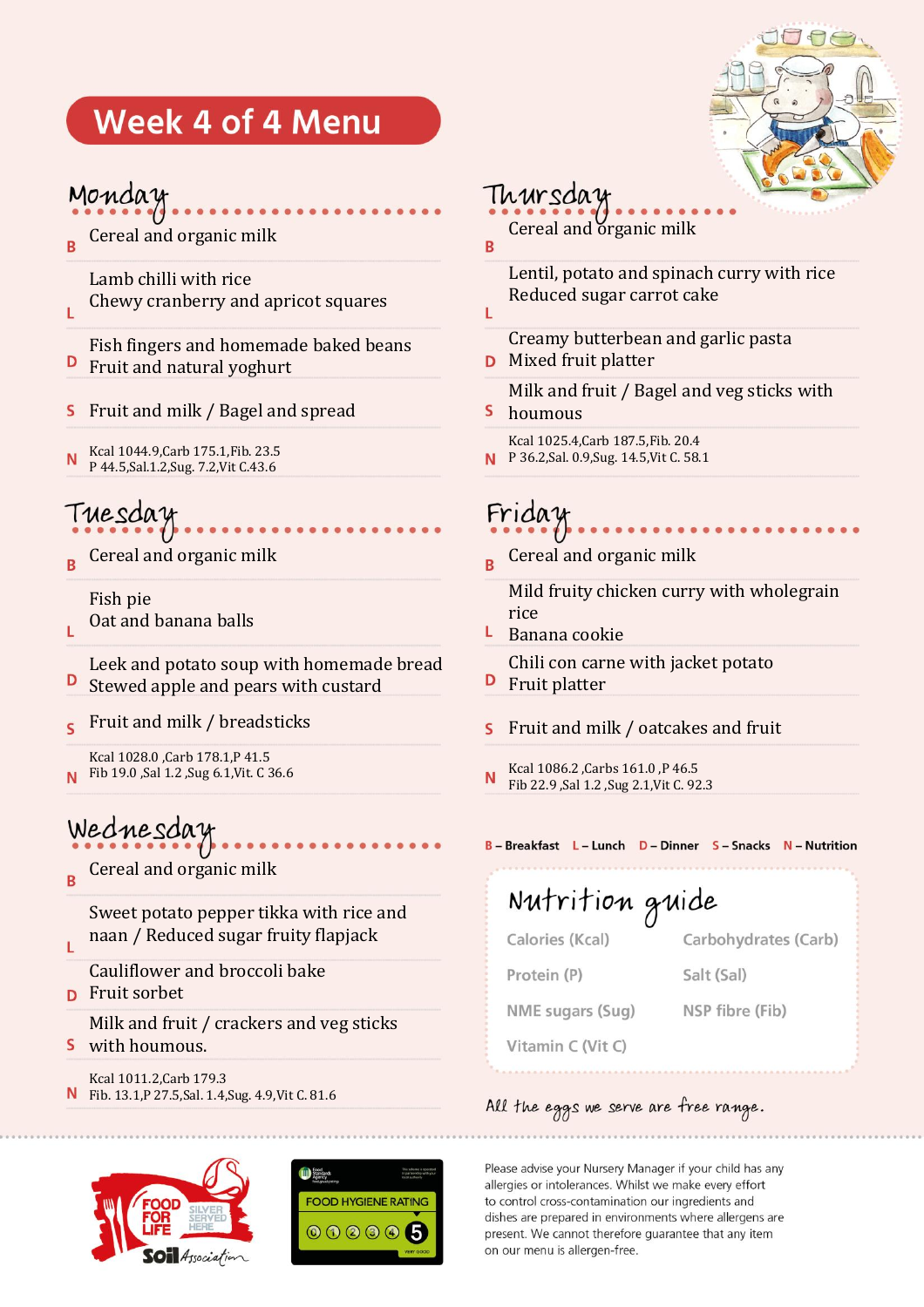# Week 4 of 4 Menu

## Monday

**B** Cereal and organic milk

**L** Lamb chilli with rice
Chewy cranberry and apricot squares

**D** Fish fingers and homemade baked beans
Fruit and natural yoghurt

**S** Fruit and milk / Bagel and spread

**N** Kcal 1044.9,Carb 175.1,Fib. 23.5
P 44.5,Sal.1.2,Sug. 7.2,Vit C.43.6

## Tuesday

**B** Cereal and organic milk

**L** Fish pie
Oat and banana balls

**D** Leek and potato soup with homemade bread
Stewed apple and pears with custard

**S** Fruit and milk / breadsticks

**N** Kcal 1028.0 ,Carb 178.1,P 41.5
Fib 19.0 ,Sal 1.2 ,Sug 6.1,Vit. C 36.6

## Wednesday

**B** Cereal and organic milk

**L** Sweet potato pepper tikka with rice and naan / Reduced sugar fruity flapjack

**D** Cauliflower and broccoli bake
Fruit sorbet

**S** Milk and fruit / crackers and veg sticks with houmous.

**N** Kcal 1011.2,Carb 179.3
Fib. 13.1,P 27.5,Sal. 1.4,Sug. 4.9,Vit C. 81.6

## Thursday

**B** Cereal and organic milk

**L** Lentil, potato and spinach curry with rice
Reduced sugar carrot cake

**D** Creamy butterbean and garlic pasta
Mixed fruit platter

**S** Milk and fruit / Bagel and veg sticks with houmous

**N** Kcal 1025.4,Carb 187.5,Fib. 20.4
P 36.2,Sal. 0.9,Sug. 14.5,Vit C. 58.1

## Friday

**B** Cereal and organic milk

**L** Mild fruity chicken curry with wholegrain rice
Banana cookie

**D** Chili con carne with jacket potato
Fruit platter

**S** Fruit and milk / oatcakes and fruit

**N** Kcal 1086.2 ,Carbs 161.0 ,P 46.5
Fib 22.9 ,Sal 1.2 ,Sug 2.1,Vit C. 92.3

**B** – Breakfast **L** – Lunch **D** – Dinner **S** – Snacks **N** – Nutrition

## Nutrition guide

| | |
|---|---|
| Calories (Kcal) | Carbohydrates (Carb) |
| Protein (P) | Salt (Sal) |
| NME sugars (Sug) | NSP fibre (Fib) |
| Vitamin C (Vit C) | |

*All the eggs we serve are free range.*

FOOD FOR LIFE SILVER SERVED HERE
Soil Association

FOOD HYGIENE RATING 0 1 2 3 4 5

Please advise your Nursery Manager if your child has any allergies or intolerances. Whilst we make every effort to control cross-contamination our ingredients and dishes are prepared in environments where allergens are present. We cannot therefore guarantee that any item on our menu is allergen-free.